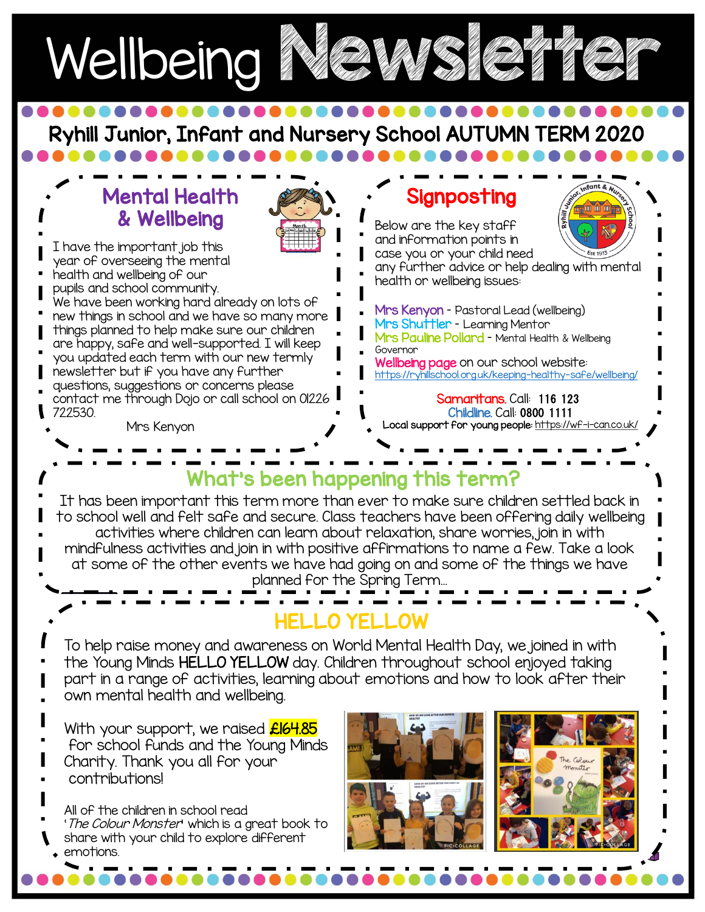# Wellbeing Newsletter

## Ryhill Junior, Infant and Nursery School AUTUMN TERM 2020

### Mental Health & Wellbeing

I have the important job this year of overseeing the mental health and wellbeing of our pupils and school community. We have been working hard already on lots of new things in school and we have so many more things planned to help make sure our children are happy, safe and well-supported. I will keep you updated each term with our new termly newsletter but if you have any further questions, suggestions or concerns please contact me through Dojo or call school on 01226 722530.

Mrs Kenyon

### Signposting

Below are the key staff and information points in case you or your child need any further advice or help dealing with mental health or wellbeing issues:

Mrs Kenyon - Pastoral Lead (wellbeing)
Mrs Shuttler - Learning Mentor
Mrs Pauline Pollard - Mental Health & Wellbeing Governor
Wellbeing page on our school website: https://ryhillschool.org.uk/keeping-healthy-safe/wellbeing/

Samaritans. Call: **116 123**
Childline. Call: **0800 1111**
Local support for young people: https://wf-i-can.co.uk/

### What's been happening this term?

It has been important this term more than ever to make sure children settled back in to school well and felt safe and secure. Class teachers have been offering daily wellbeing activities where children can learn about relaxation, share worries, join in with mindfulness activities and join in with positive affirmations to name a few. Take a look at some of the other events we have had going on and some of the things we have planned for the Spring Term...

### HELLO YELLOW

To help raise money and awareness on World Mental Health Day, we joined in with the Young Minds HELLO YELLOW day. Children throughout school enjoyed taking part in a range of activities, learning about emotions and how to look after their own mental health and wellbeing.

With your support, we raised **£164.85** for school funds and the Young Minds Charity. Thank you all for your contributions!

All of the children in school read '*The Colour Monster*' which is a great book to share with your child to explore different emotions.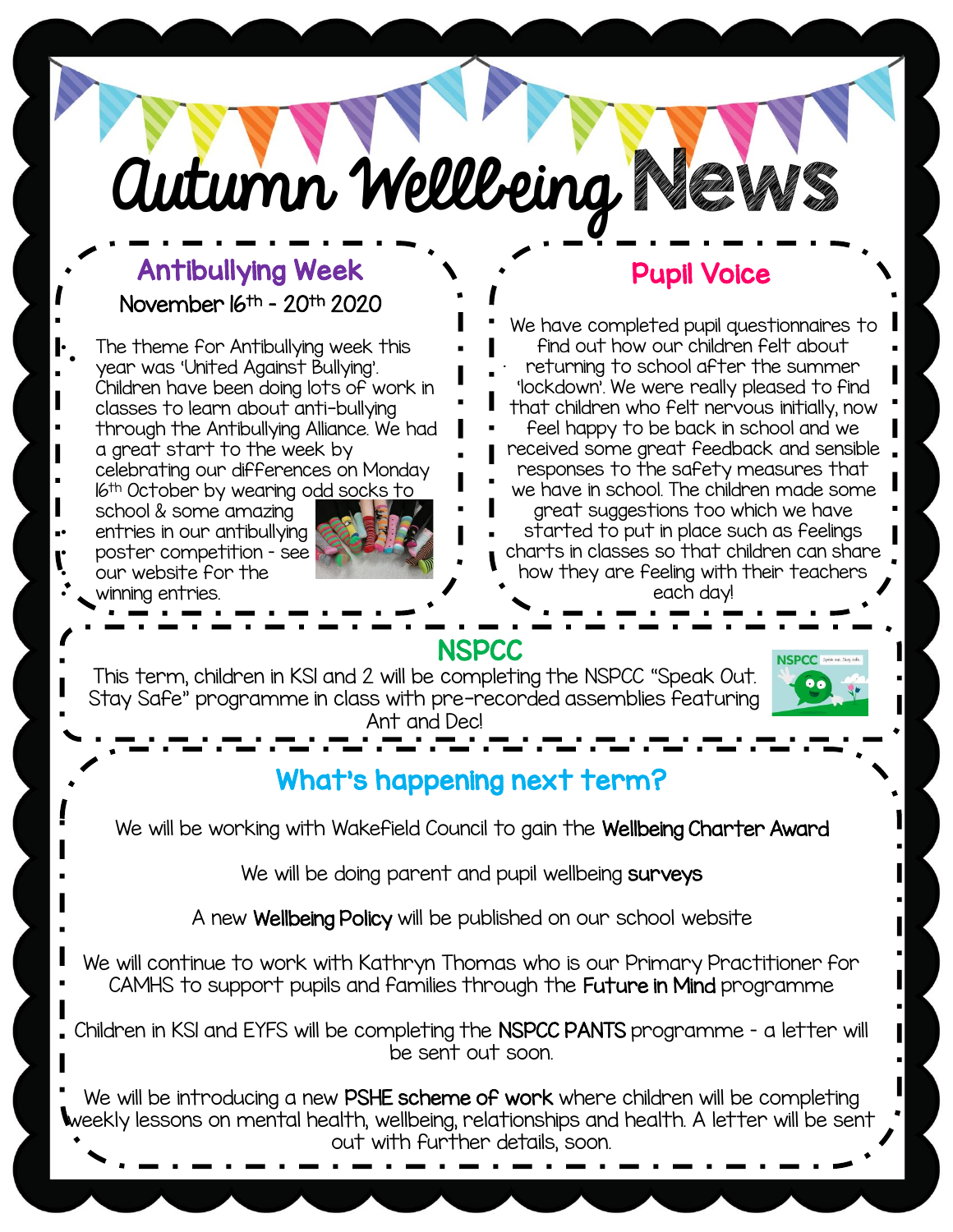# Autumn Wellbeing News

## Antibullying Week

**November 16th - 20th 2020**

The theme for Antibullying week this year was 'United Against Bullying'. Children have been doing lots of work in classes to learn about anti-bullying through the Antibullying Alliance. We had a great start to the week by celebrating our differences on Monday 16th October by wearing odd socks to school & some amazing entries in our antibullying poster competition - see our website for the winning entries.

## Pupil Voice

We have completed pupil questionnaires to find out how our children felt about returning to school after the summer 'lockdown'. We were really pleased to find that children who felt nervous initially, now feel happy to be back in school and we received some great feedback and sensible responses to the safety measures that we have in school. The children made some great suggestions too which we have started to put in place such as feelings charts in classes so that children can share how they are feeling with their teachers each day!

## NSPCC

This term, children in KS1 and 2 will be completing the NSPCC "Speak Out. Stay Safe" programme in class with pre-recorded assemblies featuring Ant and Dec!

## What's happening next term?

We will be working with Wakefield Council to gain the **Wellbeing Charter Award**

We will be doing parent and pupil wellbeing **surveys**

A new **Wellbeing Policy** will be published on our school website

We will continue to work with Kathryn Thomas who is our Primary Practitioner for CAMHS to support pupils and families through the **Future in Mind** programme

Children in KS1 and EYFS will be completing the **NSPCC PANTS** programme - a letter will be sent out soon.

We will be introducing a new **PSHE scheme of work** where children will be completing weekly lessons on mental health, wellbeing, relationships and health. A letter will be sent out with further details, soon.